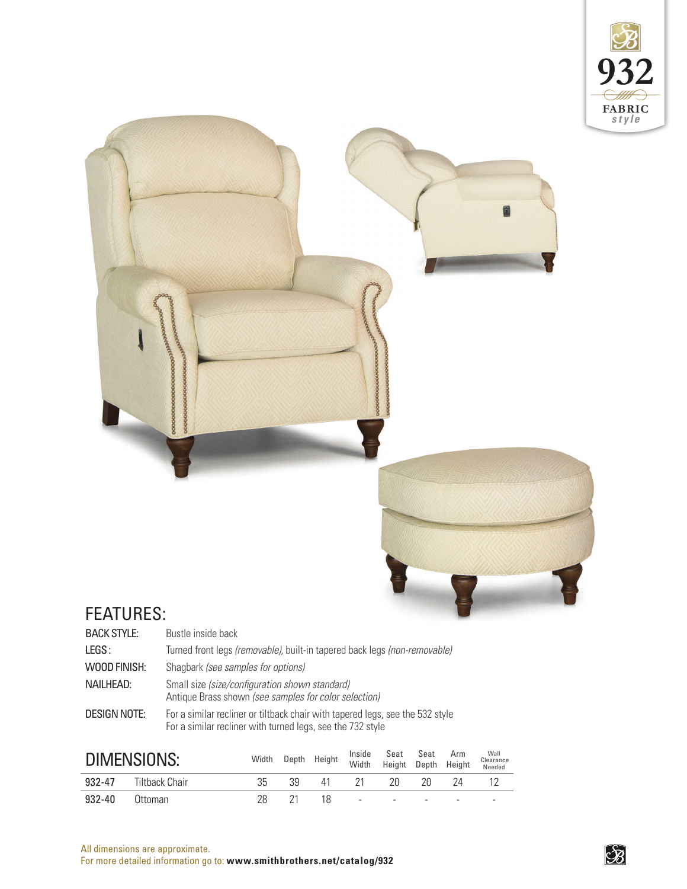932

FABRIC *style*

## FEATURES:

**BACK STYLE:** Bustle inside back

**LEGS:** Turned front legs *(removable)*, built-in tapered back legs *(non-removable)*

**WOOD FINISH:** Shagbark *(see samples for options)*

**NAILHEAD:** Small size *(size/configuration shown standard)*
Antique Brass shown *(see samples for color selection)*

**DESIGN NOTE:** For a similar recliner or tiltback chair with tapered legs, see the 532 style
For a similar recliner with turned legs, see the 732 style

## DIMENSIONS:

| | | Width | Depth | Height | Inside Width | Seat Height | Seat Depth | Arm Height | Wall Clearance Needed |
|---|---|---|---|---|---|---|---|---|---|
| **932-47** | Tiltback Chair | 35 | 39 | 41 | 21 | 20 | 20 | 24 | 12 |
| **932-40** | Ottoman | 28 | 21 | 18 | - | - | - | - | - |

All dimensions are approximate.
For more detailed information go to: **www.smithbrothers.net/catalog/932**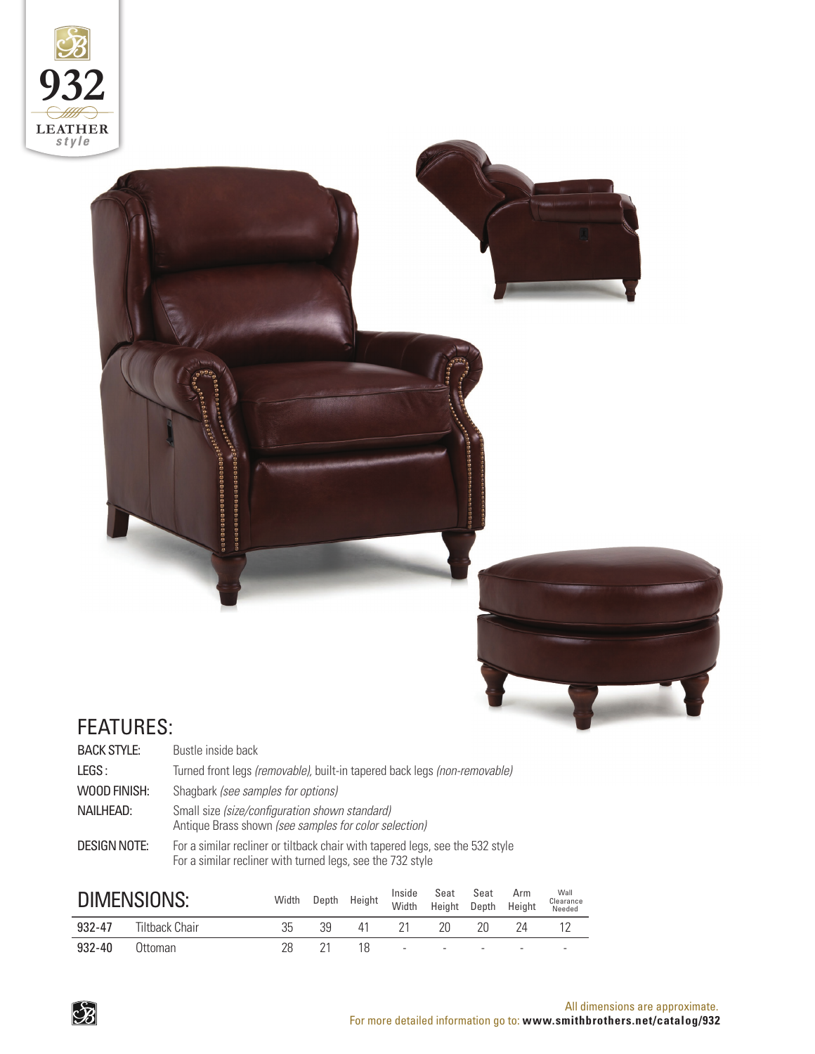# 932

LEATHER *style*

## FEATURES:

| | |
|---|---|
| BACK STYLE: | Bustle inside back |
| LEGS : | Turned front legs *(removable)*, built-in tapered back legs *(non-removable)* |
| WOOD FINISH: | Shagbark *(see samples for options)* |
| NAILHEAD: | Small size *(size/configuration shown standard)*<br>Antique Brass shown *(see samples for color selection)* |
| DESIGN NOTE: | For a similar recliner or tiltback chair with tapered legs, see the 532 style<br>For a similar recliner with turned legs, see the 732 style |

## DIMENSIONS:

| | | Width | Depth | Height | Inside Width | Seat Height | Seat Depth | Arm Height | Wall Clearance Needed |
|---|---|---|---|---|---|---|---|---|---|
| **932-47** | Tiltback Chair | 35 | 39 | 41 | 21 | 20 | 20 | 24 | 12 |
| **932-40** | Ottoman | 28 | 21 | 18 | - | - | - | - | - |

All dimensions are approximate.
For more detailed information go to: **www.smithbrothers.net/catalog/932**